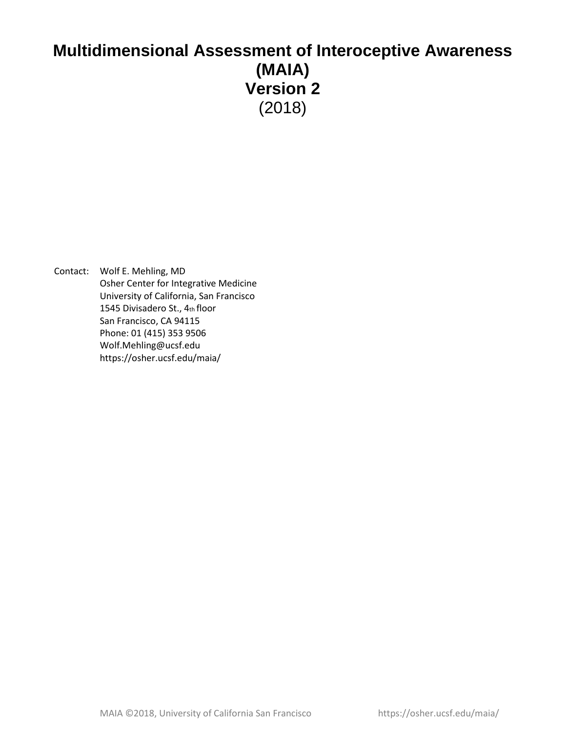# Multidimensional Assessment of Interoceptive Awareness (MAIA) Version 2

(2018)

Contact: Wolf E. Mehling, MD
Osher Center for Integrative Medicine
University of California, San Francisco
1545 Divisadero St., 4th floor
San Francisco, CA 94115
Phone: 01 (415) 353 9506
Wolf.Mehling@ucsf.edu
https://osher.ucsf.edu/maia/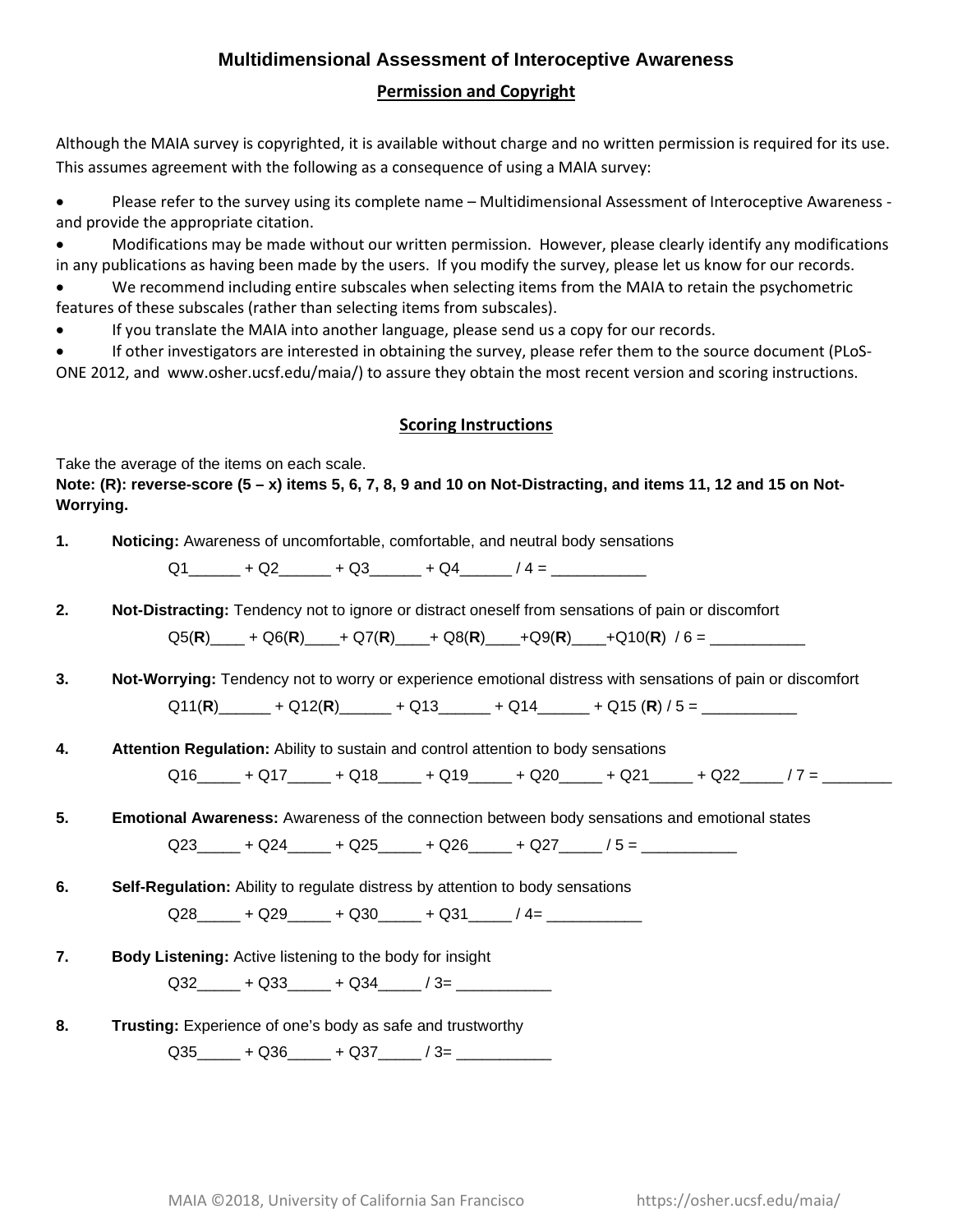# Multidimensional Assessment of Interoceptive Awareness

## Permission and Copyright

Although the MAIA survey is copyrighted, it is available without charge and no written permission is required for its use. This assumes agreement with the following as a consequence of using a MAIA survey:

- Please refer to the survey using its complete name – Multidimensional Assessment of Interoceptive Awareness - and provide the appropriate citation.
- Modifications may be made without our written permission. However, please clearly identify any modifications in any publications as having been made by the users. If you modify the survey, please let us know for our records.
- We recommend including entire subscales when selecting items from the MAIA to retain the psychometric features of these subscales (rather than selecting items from subscales).
- If you translate the MAIA into another language, please send us a copy for our records.
- If other investigators are interested in obtaining the survey, please refer them to the source document (PLoS-ONE 2012, and www.osher.ucsf.edu/maia/) to assure they obtain the most recent version and scoring instructions.

## Scoring Instructions

Take the average of the items on each scale.

**Note: (R): reverse-score (5 – x) items 5, 6, 7, 8, 9 and 10 on Not-Distracting, and items 11, 12 and 15 on Not-Worrying.**

1. **Noticing:** Awareness of uncomfortable, comfortable, and neutral body sensations

   Q1______ + Q2______ + Q3______ + Q4______ / 4 = ___________

2. **Not-Distracting:** Tendency not to ignore or distract oneself from sensations of pain or discomfort

   Q5(**R**)____ + Q6(**R**)____+ Q7(**R**)____+ Q8(**R**)____+Q9(**R**)____+Q10(**R**) / 6 = ___________

3. **Not-Worrying:** Tendency not to worry or experience emotional distress with sensations of pain or discomfort

   Q11(**R**)______ + Q12(**R**)______ + Q13______ + Q14______ + Q15 (**R**) / 5 = ___________

4. **Attention Regulation:** Ability to sustain and control attention to body sensations

   Q16_____ + Q17_____ + Q18_____ + Q19_____ + Q20_____ + Q21_____ + Q22_____ / 7 = ________

5. **Emotional Awareness:** Awareness of the connection between body sensations and emotional states

   Q23_____ + Q24_____ + Q25_____ + Q26_____ + Q27_____ / 5 = ___________

6. **Self-Regulation:** Ability to regulate distress by attention to body sensations

   Q28_____ + Q29_____ + Q30_____ + Q31_____ / 4= ___________

7. **Body Listening:** Active listening to the body for insight

   Q32_____ + Q33_____ + Q34_____ / 3= ___________

8. **Trusting:** Experience of one's body as safe and trustworthy

   Q35_____ + Q36_____ + Q37_____ / 3= ___________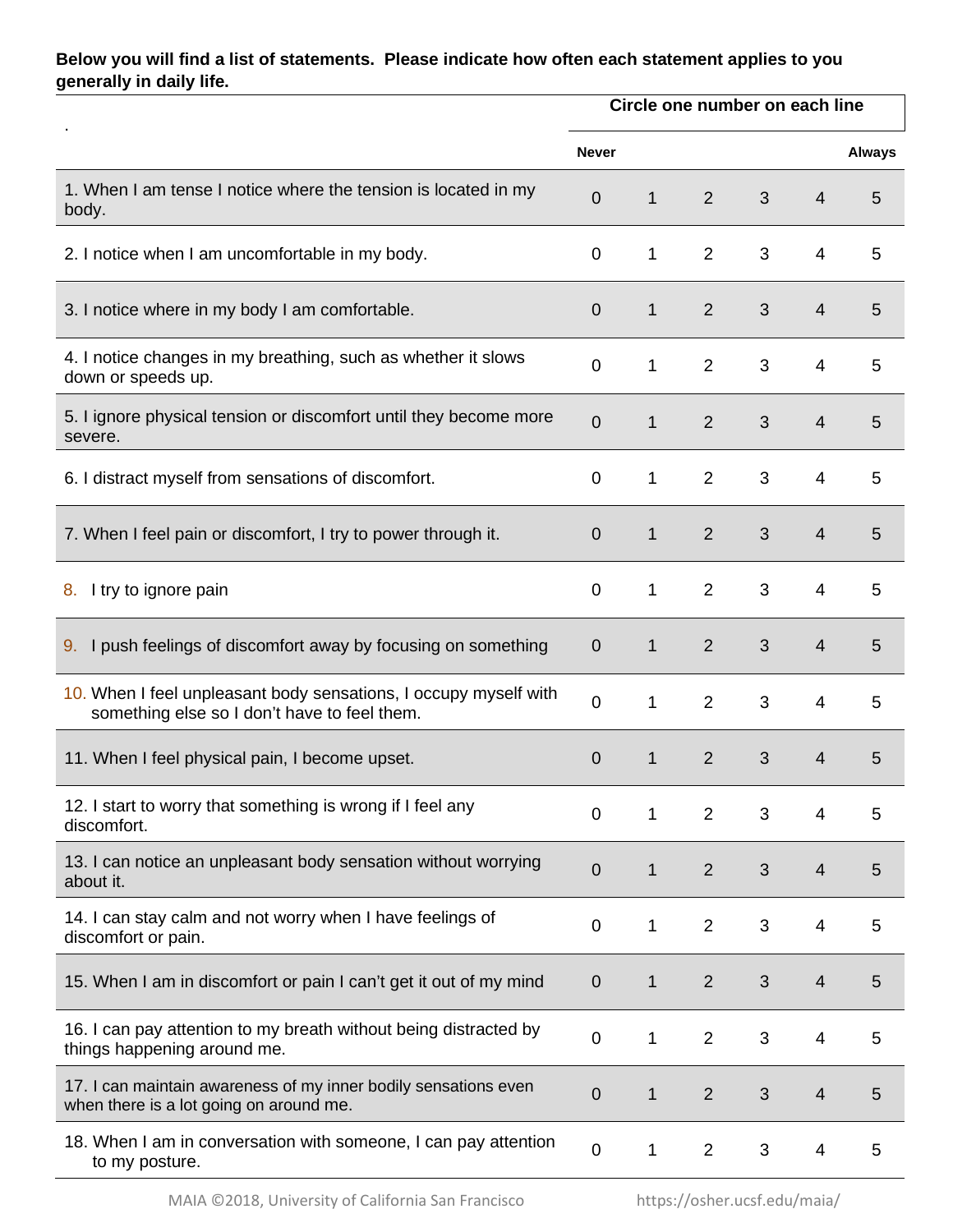**Below you will find a list of statements. Please indicate how often each statement applies to you generally in daily life.**

| . | Circle one number on each line | | | | | |
|---|---|---|---|---|---|---|
| | **Never** | | | | | **Always** |
| 1. When I am tense I notice where the tension is located in my body. | 0 | 1 | 2 | 3 | 4 | 5 |
| 2. I notice when I am uncomfortable in my body. | 0 | 1 | 2 | 3 | 4 | 5 |
| 3. I notice where in my body I am comfortable. | 0 | 1 | 2 | 3 | 4 | 5 |
| 4. I notice changes in my breathing, such as whether it slows down or speeds up. | 0 | 1 | 2 | 3 | 4 | 5 |
| 5. I ignore physical tension or discomfort until they become more severe. | 0 | 1 | 2 | 3 | 4 | 5 |
| 6. I distract myself from sensations of discomfort. | 0 | 1 | 2 | 3 | 4 | 5 |
| 7. When I feel pain or discomfort, I try to power through it. | 0 | 1 | 2 | 3 | 4 | 5 |
| 8. I try to ignore pain | 0 | 1 | 2 | 3 | 4 | 5 |
| 9. I push feelings of discomfort away by focusing on something | 0 | 1 | 2 | 3 | 4 | 5 |
| 10. When I feel unpleasant body sensations, I occupy myself with something else so I don't have to feel them. | 0 | 1 | 2 | 3 | 4 | 5 |
| 11. When I feel physical pain, I become upset. | 0 | 1 | 2 | 3 | 4 | 5 |
| 12. I start to worry that something is wrong if I feel any discomfort. | 0 | 1 | 2 | 3 | 4 | 5 |
| 13. I can notice an unpleasant body sensation without worrying about it. | 0 | 1 | 2 | 3 | 4 | 5 |
| 14. I can stay calm and not worry when I have feelings of discomfort or pain. | 0 | 1 | 2 | 3 | 4 | 5 |
| 15. When I am in discomfort or pain I can't get it out of my mind | 0 | 1 | 2 | 3 | 4 | 5 |
| 16. I can pay attention to my breath without being distracted by things happening around me. | 0 | 1 | 2 | 3 | 4 | 5 |
| 17. I can maintain awareness of my inner bodily sensations even when there is a lot going on around me. | 0 | 1 | 2 | 3 | 4 | 5 |
| 18. When I am in conversation with someone, I can pay attention to my posture. | 0 | 1 | 2 | 3 | 4 | 5 |

MAIA ©2018, University of California San Francisco https://osher.ucsf.edu/maia/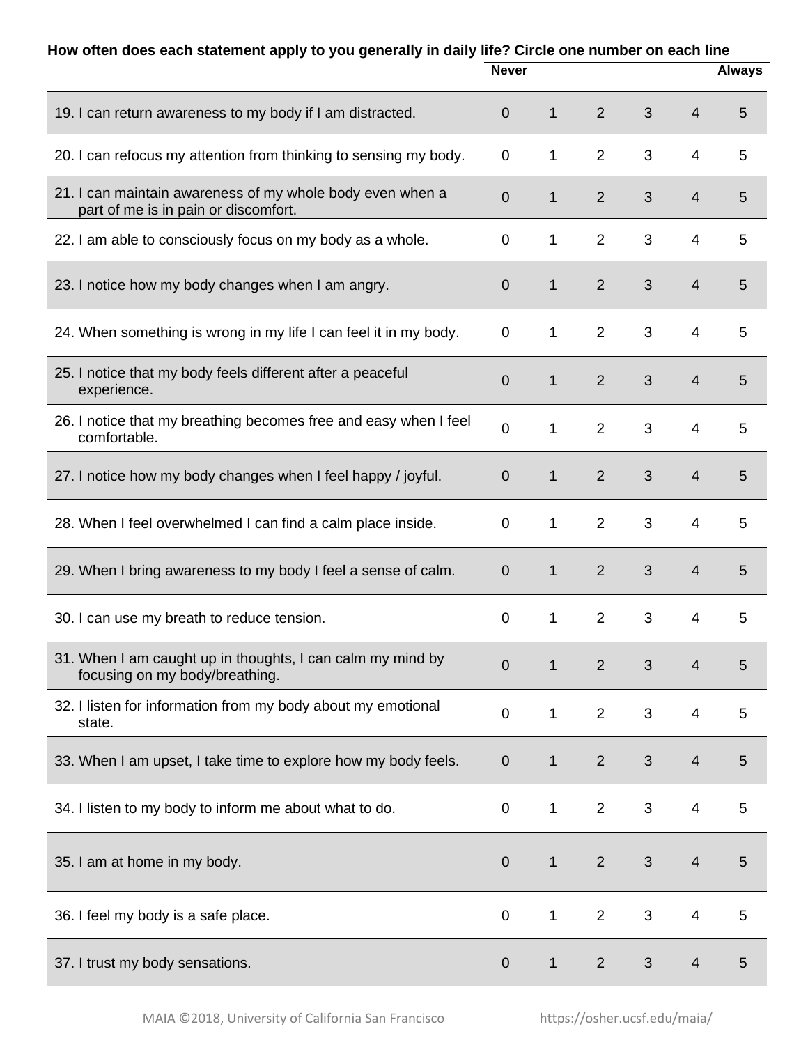**How often does each statement apply to you generally in daily life? Circle one number on each line**

| | Never | | | | | Always |
|---|---|---|---|---|---|---|
| 19. I can return awareness to my body if I am distracted. | 0 | 1 | 2 | 3 | 4 | 5 |
| 20. I can refocus my attention from thinking to sensing my body. | 0 | 1 | 2 | 3 | 4 | 5 |
| 21. I can maintain awareness of my whole body even when a part of me is in pain or discomfort. | 0 | 1 | 2 | 3 | 4 | 5 |
| 22. I am able to consciously focus on my body as a whole. | 0 | 1 | 2 | 3 | 4 | 5 |
| 23. I notice how my body changes when I am angry. | 0 | 1 | 2 | 3 | 4 | 5 |
| 24. When something is wrong in my life I can feel it in my body. | 0 | 1 | 2 | 3 | 4 | 5 |
| 25. I notice that my body feels different after a peaceful experience. | 0 | 1 | 2 | 3 | 4 | 5 |
| 26. I notice that my breathing becomes free and easy when I feel comfortable. | 0 | 1 | 2 | 3 | 4 | 5 |
| 27. I notice how my body changes when I feel happy / joyful. | 0 | 1 | 2 | 3 | 4 | 5 |
| 28. When I feel overwhelmed I can find a calm place inside. | 0 | 1 | 2 | 3 | 4 | 5 |
| 29. When I bring awareness to my body I feel a sense of calm. | 0 | 1 | 2 | 3 | 4 | 5 |
| 30. I can use my breath to reduce tension. | 0 | 1 | 2 | 3 | 4 | 5 |
| 31. When I am caught up in thoughts, I can calm my mind by focusing on my body/breathing. | 0 | 1 | 2 | 3 | 4 | 5 |
| 32. I listen for information from my body about my emotional state. | 0 | 1 | 2 | 3 | 4 | 5 |
| 33. When I am upset, I take time to explore how my body feels. | 0 | 1 | 2 | 3 | 4 | 5 |
| 34. I listen to my body to inform me about what to do. | 0 | 1 | 2 | 3 | 4 | 5 |
| 35. I am at home in my body. | 0 | 1 | 2 | 3 | 4 | 5 |
| 36. I feel my body is a safe place. | 0 | 1 | 2 | 3 | 4 | 5 |
| 37. I trust my body sensations. | 0 | 1 | 2 | 3 | 4 | 5 |

MAIA ©2018, University of California San Francisco https://osher.ucsf.edu/maia/